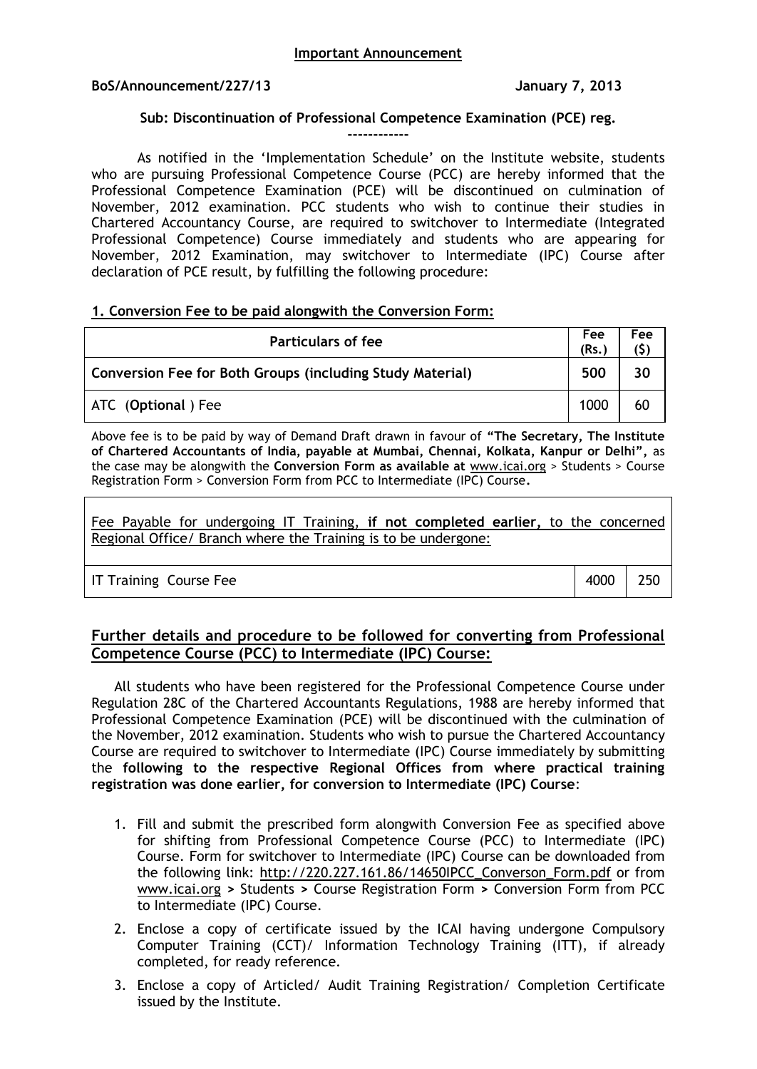## Important Announcement

**BoS/Announcement/227/13** **January 7, 2013**

**Sub: Discontinuation of Professional Competence Examination (PCE) reg.**

------------

As notified in the 'Implementation Schedule' on the Institute website, students who are pursuing Professional Competence Course (PCC) are hereby informed that the Professional Competence Examination (PCE) will be discontinued on culmination of November, 2012 examination. PCC students who wish to continue their studies in Chartered Accountancy Course, are required to switchover to Intermediate (Integrated Professional Competence) Course immediately and students who are appearing for November, 2012 Examination, may switchover to Intermediate (IPC) Course after declaration of PCE result, by fulfilling the following procedure:

**1. Conversion Fee to be paid alongwith the Conversion Form:**

| Particulars of fee | Fee (Rs.) | Fee ($) |
|---|---|---|
| **Conversion Fee for Both Groups (including Study Material)** | **500** | **30** |
| ATC (**Optional** ) Fee | 1000 | 60 |

Above fee is to be paid by way of Demand Draft drawn in favour of **"The Secretary, The Institute of Chartered Accountants of India, payable at Mumbai, Chennai, Kolkata, Kanpur or Delhi"**, as the case may be alongwith the **Conversion Form as available at** www.icai.org > Students > Course Registration Form > Conversion Form from PCC to Intermediate (IPC) Course**.**

| Fee Payable for undergoing IT Training, **if not completed earlier**, to the concerned Regional Office/ Branch where the Training is to be undergone: | | |
|---|---|---|
| IT Training Course Fee | 4000 | 250 |

## Further details and procedure to be followed for converting from Professional Competence Course (PCC) to Intermediate (IPC) Course:

All students who have been registered for the Professional Competence Course under Regulation 28C of the Chartered Accountants Regulations, 1988 are hereby informed that Professional Competence Examination (PCE) will be discontinued with the culmination of the November, 2012 examination. Students who wish to pursue the Chartered Accountancy Course are required to switchover to Intermediate (IPC) Course immediately by submitting the **following to the respective Regional Offices from where practical training registration was done earlier, for conversion to Intermediate (IPC) Course**:

1. Fill and submit the prescribed form alongwith Conversion Fee as specified above for shifting from Professional Competence Course (PCC) to Intermediate (IPC) Course. Form for switchover to Intermediate (IPC) Course can be downloaded from the following link: http://220.227.161.86/14650IPCC_Converson_Form.pdf or from www.icai.org > Students > Course Registration Form > Conversion Form from PCC to Intermediate (IPC) Course.
2. Enclose a copy of certificate issued by the ICAI having undergone Compulsory Computer Training (CCT)/ Information Technology Training (ITT), if already completed, for ready reference.
3. Enclose a copy of Articled/ Audit Training Registration/ Completion Certificate issued by the Institute.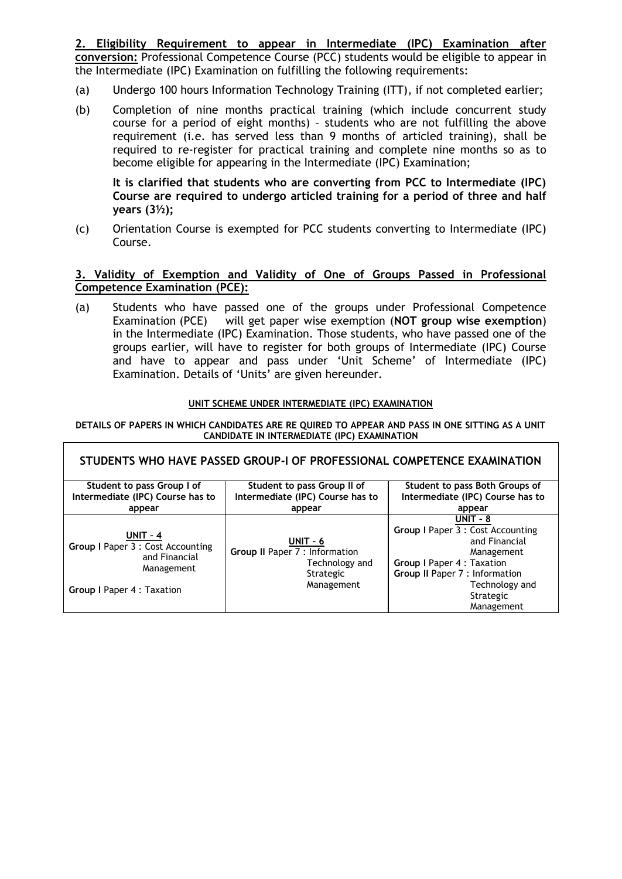**2. Eligibility Requirement to appear in Intermediate (IPC) Examination after conversion:** Professional Competence Course (PCC) students would be eligible to appear in the Intermediate (IPC) Examination on fulfilling the following requirements:

(a) Undergo 100 hours Information Technology Training (ITT), if not completed earlier;

(b) Completion of nine months practical training (which include concurrent study course for a period of eight months) – students who are not fulfilling the above requirement (i.e. has served less than 9 months of articled training), shall be required to re-register for practical training and complete nine months so as to become eligible for appearing in the Intermediate (IPC) Examination;

**It is clarified that students who are converting from PCC to Intermediate (IPC) Course are required to undergo articled training for a period of three and half years (3½);**

(c) Orientation Course is exempted for PCC students converting to Intermediate (IPC) Course.

**3. Validity of Exemption and Validity of One of Groups Passed in Professional Competence Examination (PCE):**

(a) Students who have passed one of the groups under Professional Competence Examination (PCE) will get paper wise exemption (**NOT group wise exemption**) in the Intermediate (IPC) Examination. Those students, who have passed one of the groups earlier, will have to register for both groups of Intermediate (IPC) Course and have to appear and pass under 'Unit Scheme' of Intermediate (IPC) Examination. Details of 'Units' are given hereunder.

**UNIT SCHEME UNDER INTERMEDIATE (IPC) EXAMINATION**

**DETAILS OF PAPERS IN WHICH CANDIDATES ARE RE QUIRED TO APPEAR AND PASS IN ONE SITTING AS A UNIT CANDIDATE IN INTERMEDIATE (IPC) EXAMINATION**

| **STUDENTS WHO HAVE PASSED GROUP-I OF PROFESSIONAL COMPETENCE EXAMINATION** | | |
|---|---|---|
| **Student to pass Group I of Intermediate (IPC) Course has to appear** | **Student to pass Group II of Intermediate (IPC) Course has to appear** | **Student to pass Both Groups of Intermediate (IPC) Course has to appear** |
| **UNIT – 4**<br>**Group I** Paper 3 : Cost Accounting and Financial Management<br>**Group I** Paper 4 : Taxation | **UNIT – 6**<br>**Group II** Paper 7 : Information Technology and Strategic Management | **UNIT – 8**<br>**Group I** Paper 3 : Cost Accounting and Financial Management<br>**Group I** Paper 4 : Taxation<br>**Group II** Paper 7 : Information Technology and Strategic Management |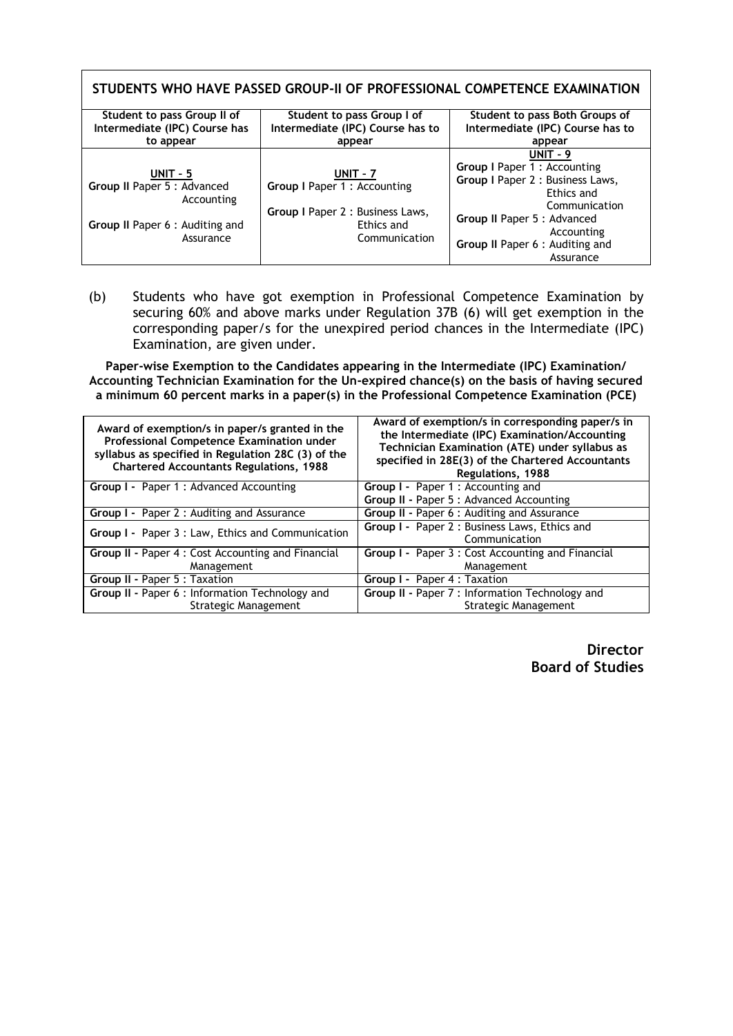| STUDENTS WHO HAVE PASSED GROUP-II OF PROFESSIONAL COMPETENCE EXAMINATION | | |
|---|---|---|
| **Student to pass Group II of Intermediate (IPC) Course has to appear** | **Student to pass Group I of Intermediate (IPC) Course has to appear** | **Student to pass Both Groups of Intermediate (IPC) Course has to appear** |
| **UNIT – 5**<br>**Group II** Paper 5 : Advanced Accounting<br>**Group II** Paper 6 : Auditing and Assurance | **UNIT – 7**<br>**Group I** Paper 1 : Accounting<br>**Group I** Paper 2 : Business Laws, Ethics and Communication | **UNIT – 9**<br>**Group I** Paper 1 : Accounting<br>**Group I** Paper 2 : Business Laws, Ethics and Communication<br>**Group II** Paper 5 : Advanced Accounting<br>**Group II** Paper 6 : Auditing and Assurance |

(b) Students who have got exemption in Professional Competence Examination by securing 60% and above marks under Regulation 37B (6) will get exemption in the corresponding paper/s for the unexpired period chances in the Intermediate (IPC) Examination, are given under.

**Paper-wise Exemption to the Candidates appearing in the Intermediate (IPC) Examination/ Accounting Technician Examination for the Un-expired chance(s) on the basis of having secured a minimum 60 percent marks in a paper(s) in the Professional Competence Examination (PCE)**

| Award of exemption/s in paper/s granted in the Professional Competence Examination under syllabus as specified in Regulation 28C (3) of the Chartered Accountants Regulations, 1988 | Award of exemption/s in corresponding paper/s in the Intermediate (IPC) Examination/Accounting Technician Examination (ATE) under syllabus as specified in 28E(3) of the Chartered Accountants Regulations, 1988 |
|---|---|
| **Group I -** Paper 1 : Advanced Accounting | **Group I -** Paper 1 : Accounting and<br>**Group II -** Paper 5 : Advanced Accounting |
| **Group I -** Paper 2 : Auditing and Assurance | **Group II -** Paper 6 : Auditing and Assurance |
| **Group I -** Paper 3 : Law, Ethics and Communication | **Group I -** Paper 2 : Business Laws, Ethics and Communication |
| **Group II -** Paper 4 : Cost Accounting and Financial Management | **Group I -** Paper 3 : Cost Accounting and Financial Management |
| **Group II -** Paper 5 : Taxation | **Group I -** Paper 4 : Taxation |
| **Group II -** Paper 6 : Information Technology and Strategic Management | **Group II -** Paper 7 : Information Technology and Strategic Management |

**Director**
**Board of Studies**